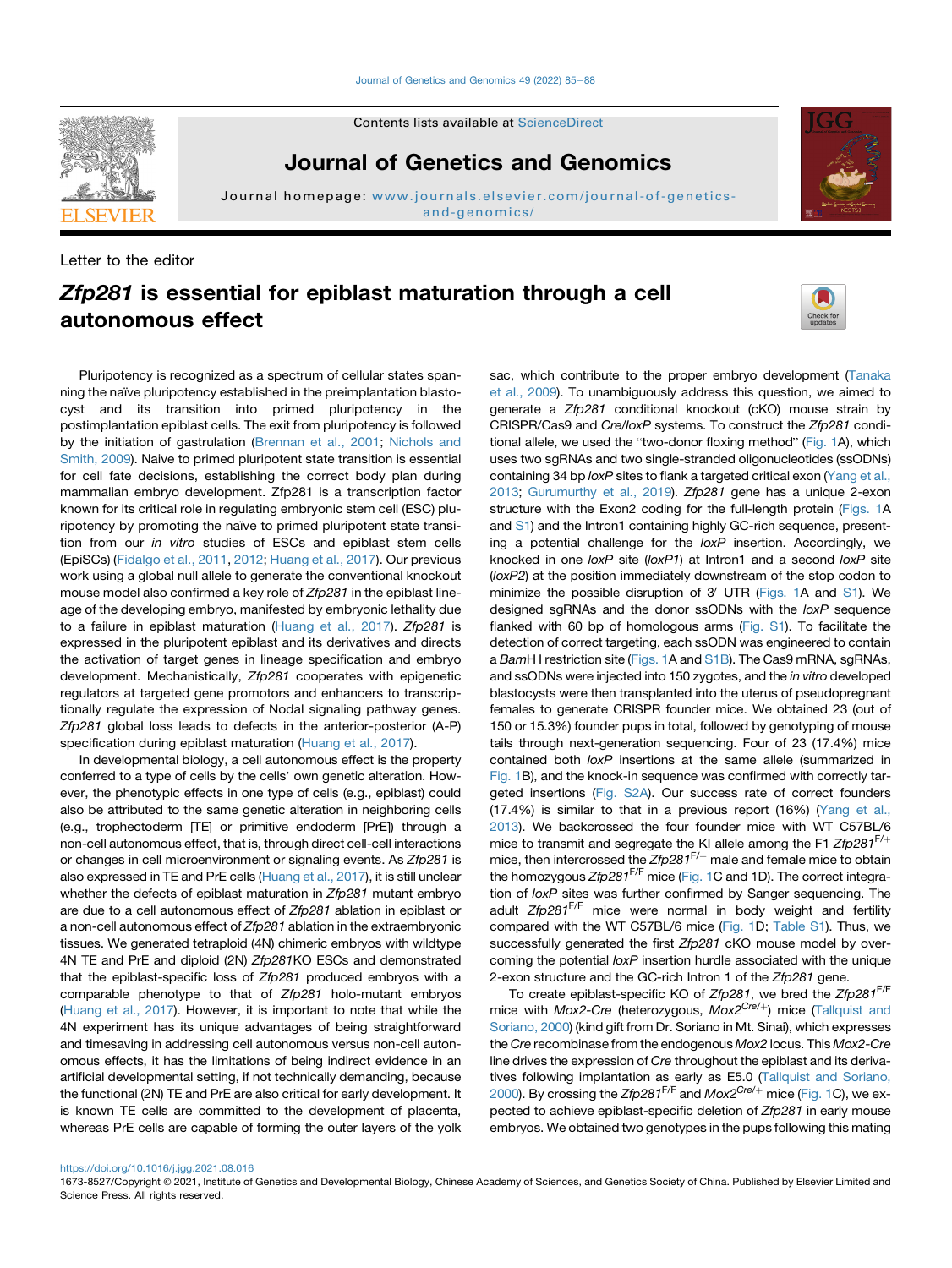Letter to the editor

# *Zfp281* is essential for epiblast maturation through a cell autonomous effect

Pluripotency is recognized as a spectrum of cellular states spanning the naïve pluripotency established in the preimplantation blastocyst and its transition into primed pluripotency in the postimplantation epiblast cells. The exit from pluripotency is followed by the initiation of gastrulation (Brennan et al., 2001; Nichols and Smith, 2009). Naive to primed pluripotent state transition is essential for cell fate decisions, establishing the correct body plan during mammalian embryo development. Zfp281 is a transcription factor known for its critical role in regulating embryonic stem cell (ESC) pluripotency by promoting the naïve to primed pluripotent state transition from our *in vitro* studies of ESCs and epiblast stem cells (EpiSCs) (Fidalgo et al., 2011, 2012; Huang et al., 2017). Our previous work using a global null allele to generate the conventional knockout mouse model also confirmed a key role of *Zfp281* in the epiblast lineage of the developing embryo, manifested by embryonic lethality due to a failure in epiblast maturation (Huang et al., 2017). *Zfp281* is expressed in the pluripotent epiblast and its derivatives and directs the activation of target genes in lineage specification and embryo development. Mechanistically, *Zfp281* cooperates with epigenetic regulators at targeted gene promotors and enhancers to transcriptionally regulate the expression of Nodal signaling pathway genes. *Zfp281* global loss leads to defects in the anterior-posterior (A-P) specification during epiblast maturation (Huang et al., 2017).

In developmental biology, a cell autonomous effect is the property conferred to a type of cells by the cells' own genetic alteration. However, the phenotypic effects in one type of cells (e.g., epiblast) could also be attributed to the same genetic alteration in neighboring cells (e.g., trophectoderm [TE] or primitive endoderm [PrE]) through a non-cell autonomous effect, that is, through direct cell-cell interactions or changes in cell microenvironment or signaling events. As *Zfp281* is also expressed in TE and PrE cells (Huang et al., 2017), it is still unclear whether the defects of epiblast maturation in *Zfp281* mutant embryo are due to a cell autonomous effect of *Zfp281* ablation in epiblast or a non-cell autonomous effect of *Zfp281* ablation in the extraembryonic tissues. We generated tetraploid (4N) chimeric embryos with wildtype 4N TE and PrE and diploid (2N) *Zfp281*KO ESCs and demonstrated that the epiblast-specific loss of *Zfp281* produced embryos with a comparable phenotype to that of *Zfp281* holo-mutant embryos (Huang et al., 2017). However, it is important to note that while the 4N experiment has its unique advantages of being straightforward and timesaving in addressing cell autonomous versus non-cell autonomous effects, it has the limitations of being indirect evidence in an artificial developmental setting, if not technically demanding, because the functional (2N) TE and PrE are also critical for early development. It is known TE cells are committed to the development of placenta, whereas PrE cells are capable of forming the outer layers of the yolk sac, which contribute to the proper embryo development (Tanaka et al., 2009). To unambiguously address this question, we aimed to generate a *Zfp281* conditional knockout (cKO) mouse strain by CRISPR/Cas9 and *Cre*/*loxP* systems. To construct the *Zfp281* conditional allele, we used the "two-donor floxing method" (Fig. 1A), which uses two sgRNAs and two single-stranded oligonucleotides (ssODNs) containing 34 bp *loxP* sites to flank a targeted critical exon (Yang et al., 2013; Gurumurthy et al., 2019). *Zfp281* gene has a unique 2-exon structure with the Exon2 coding for the full-length protein (Figs. 1A and S1) and the Intron1 containing highly GC-rich sequence, presenting a potential challenge for the *loxP* insertion. Accordingly, we knocked in one *loxP* site (*loxP1*) at Intron1 and a second *loxP* site (*loxP2*) at the position immediately downstream of the stop codon to minimize the possible disruption of 3′ UTR (Figs. 1A and S1). We designed sgRNAs and the donor ssODNs with the *loxP* sequence flanked with 60 bp of homologous arms (Fig. S1). To facilitate the detection of correct targeting, each ssODN was engineered to contain a *BamH* I restriction site (Figs. 1A and S1B). The Cas9 mRNA, sgRNAs, and ssODNs were injected into 150 zygotes, and the *in vitro* developed blastocysts were then transplanted into the uterus of pseudopregnant females to generate CRISPR founder mice. We obtained 23 (out of 150 or 15.3%) founder pups in total, followed by genotyping of mouse tails through next-generation sequencing. Four of 23 (17.4%) mice contained both *loxP* insertions at the same allele (summarized in Fig. 1B), and the knock-in sequence was confirmed with correctly targeted insertions (Fig. S2A). Our success rate of correct founders (17.4%) is similar to that in a previous report (16%) (Yang et al., 2013). We backcrossed the four founder mice with WT C57BL/6 mice to transmit and segregate the KI allele among the F1 *Zfp281*$^{F/+}$ mice, then intercrossed the *Zfp281*$^{F/+}$ male and female mice to obtain the homozygous *Zfp281*$^{F/F}$ mice (Fig. 1C and 1D). The correct integration of *loxP* sites was further confirmed by Sanger sequencing. The adult *Zfp281*$^{F/F}$ mice were normal in body weight and fertility compared with the WT C57BL/6 mice (Fig. 1D; Table S1). Thus, we successfully generated the first *Zfp281* cKO mouse model by overcoming the potential *loxP* insertion hurdle associated with the unique 2-exon structure and the GC-rich Intron 1 of the *Zfp281* gene.

To create epiblast-specific KO of *Zfp281*, we bred the *Zfp281*$^{F/F}$ mice with *Mox2-Cre* (heterozygous, *Mox2*$^{Cre/+}$) mice (Tallquist and Soriano, 2000) (kind gift from Dr. Soriano in Mt. Sinai), which expresses the *Cre* recombinase from the endogenous *Mox2* locus. This *Mox2-Cre* line drives the expression of *Cre* throughout the epiblast and its derivatives following implantation as early as E5.0 (Tallquist and Soriano, 2000). By crossing the *Zfp281*$^{F/F}$ and *Mox2*$^{Cre/+}$ mice (Fig. 1C), we expected to achieve epiblast-specific deletion of *Zfp281* in early mouse embryos. We obtained two genotypes in the pups following this mating

https://doi.org/10.1016/j.jgg.2021.08.016

1673-8527/Copyright © 2021, Institute of Genetics and Developmental Biology, Chinese Academy of Sciences, and Genetics Society of China. Published by Elsevier Limited and Science Press. All rights reserved.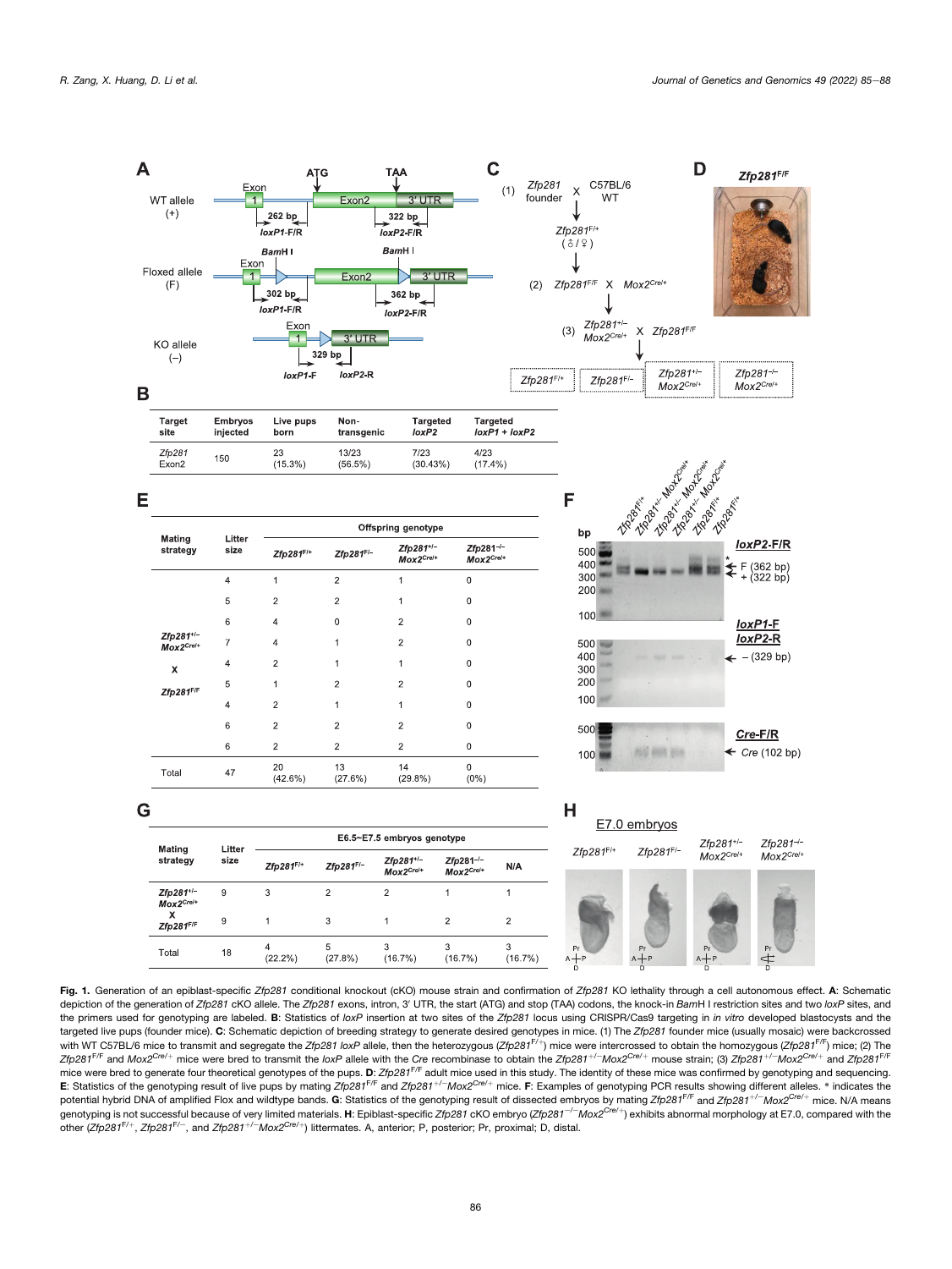**B**

| Target site | Embryos injected | Live pups born | Non-transgenic | Targeted *loxP2* | Targeted *loxP1* + *loxP2* |
|---|---|---|---|---|---|
| *Zfp281* Exon2 | 150 | 23 (15.3%) | 13/23 (56.5%) | 7/23 (30.43%) | 4/23 (17.4%) |

**E**

| Mating strategy | Litter size | Offspring genotype | | | |
|---|---|---|---|---|---|
| | | *Zfp281*$^{F/+}$ | *Zfp281*$^{F/-}$ | *Zfp281*$^{+/-}$ *Mox2*$^{Cre/+}$ | *Zfp281*$^{-/-}$ *Mox2*$^{Cre/+}$ |
| *Zfp281*$^{+/-}$ *Mox2*$^{Cre/+}$ x *Zfp281*$^{F/F}$ | 4 | 1 | 2 | 1 | 0 |
| | 5 | 2 | 2 | 1 | 0 |
| | 6 | 4 | 0 | 2 | 0 |
| | 7 | 4 | 1 | 2 | 0 |
| | 4 | 2 | 1 | 1 | 0 |
| | 5 | 1 | 2 | 2 | 0 |
| | 4 | 2 | 1 | 1 | 0 |
| | 6 | 2 | 2 | 2 | 0 |
| | 6 | 2 | 2 | 2 | 0 |
| Total | 47 | 20 (42.6%) | 13 (27.6%) | 14 (29.8%) | 0 (0%) |

**G**

| Mating strategy | Litter size | E6.5~E7.5 embryos genotype | | | | |
|---|---|---|---|---|---|---|
| | | *Zfp281*$^{F/+}$ | *Zfp281*$^{F/-}$ | *Zfp281*$^{+/-}$ *Mox2*$^{Cre/+}$ | *Zfp281*$^{-/-}$ *Mox2*$^{Cre/+}$ | N/A |
| *Zfp281*$^{+/-}$ *Mox2*$^{Cre/+}$ X *Zfp281*$^{F/F}$ | 9 | 3 | 2 | 2 | 1 | 1 |
| | 9 | 1 | 3 | 1 | 2 | 2 |
| Total | 18 | 4 (22.2%) | 5 (27.8%) | 3 (16.7%) | 3 (16.7%) | 3 (16.7%) |

**Fig. 1.** Generation of an epiblast-specific *Zfp281* conditional knockout (cKO) mouse strain and confirmation of *Zfp281* KO lethality through a cell autonomous effect. **A**: Schematic depiction of the generation of *Zfp281* cKO allele. The *Zfp281* exons, intron, 3′ UTR, the start (ATG) and stop (TAA) codons, the knock-in *Bam*H I restriction sites and two *loxP* sites, and the primers used for genotyping are labeled. **B**: Statistics of *loxP* insertion at two sites of the *Zfp281* locus using CRISPR/Cas9 targeting in *in vitro* developed blastocysts and the targeted live pups (founder mice). **C**: Schematic depiction of breeding strategy to generate desired genotypes in mice. (1) The *Zfp281* founder mice (usually mosaic) were backcrossed with WT C57BL/6 mice to transmit and segregate the *Zfp281 loxP* allele, then the heterozygous (*Zfp281*$^{F/+}$) mice were intercrossed to obtain the homozygous (*Zfp281*$^{F/F}$) mice; (2) The *Zfp281*$^{F/F}$ and *Mox2*$^{Cre/+}$ mice were bred to transmit the *loxP* allele with the *Cre* recombinase to obtain the *Zfp281*$^{+/-}$*Mox2*$^{Cre/+}$ mouse strain; (3) *Zfp281*$^{+/-}$*Mox2*$^{Cre/+}$ and *Zfp281*$^{F/F}$ mice were bred to generate four theoretical genotypes of the pups. **D**: *Zfp281*$^{F/F}$ adult mice used in this study. The identity of these mice was confirmed by genotyping and sequencing. **E**: Statistics of the genotyping result of live pups by mating *Zfp281*$^{F/F}$ and *Zfp281*$^{+/-}$*Mox2*$^{Cre/+}$ mice. **F**: Examples of genotyping PCR results showing different alleles. * indicates the potential hybrid DNA of amplified Flox and wildtype bands. **G**: Statistics of the genotyping result of dissected embryos by mating *Zfp281*$^{F/F}$ and *Zfp281*$^{+/-}$*Mox2*$^{Cre/+}$ mice. N/A means genotyping is not successful because of very limited materials. **H**: Epiblast-specific *Zfp281* cKO embryo (*Zfp281*$^{-/-}$*Mox2*$^{Cre/+}$) exhibits abnormal morphology at E7.0, compared with the other (*Zfp281*$^{F/+}$, *Zfp281*$^{F/-}$, and *Zfp281*$^{+/-}$*Mox2*$^{Cre/+}$) littermates. A, anterior; P, posterior; Pr, proximal; D, distal.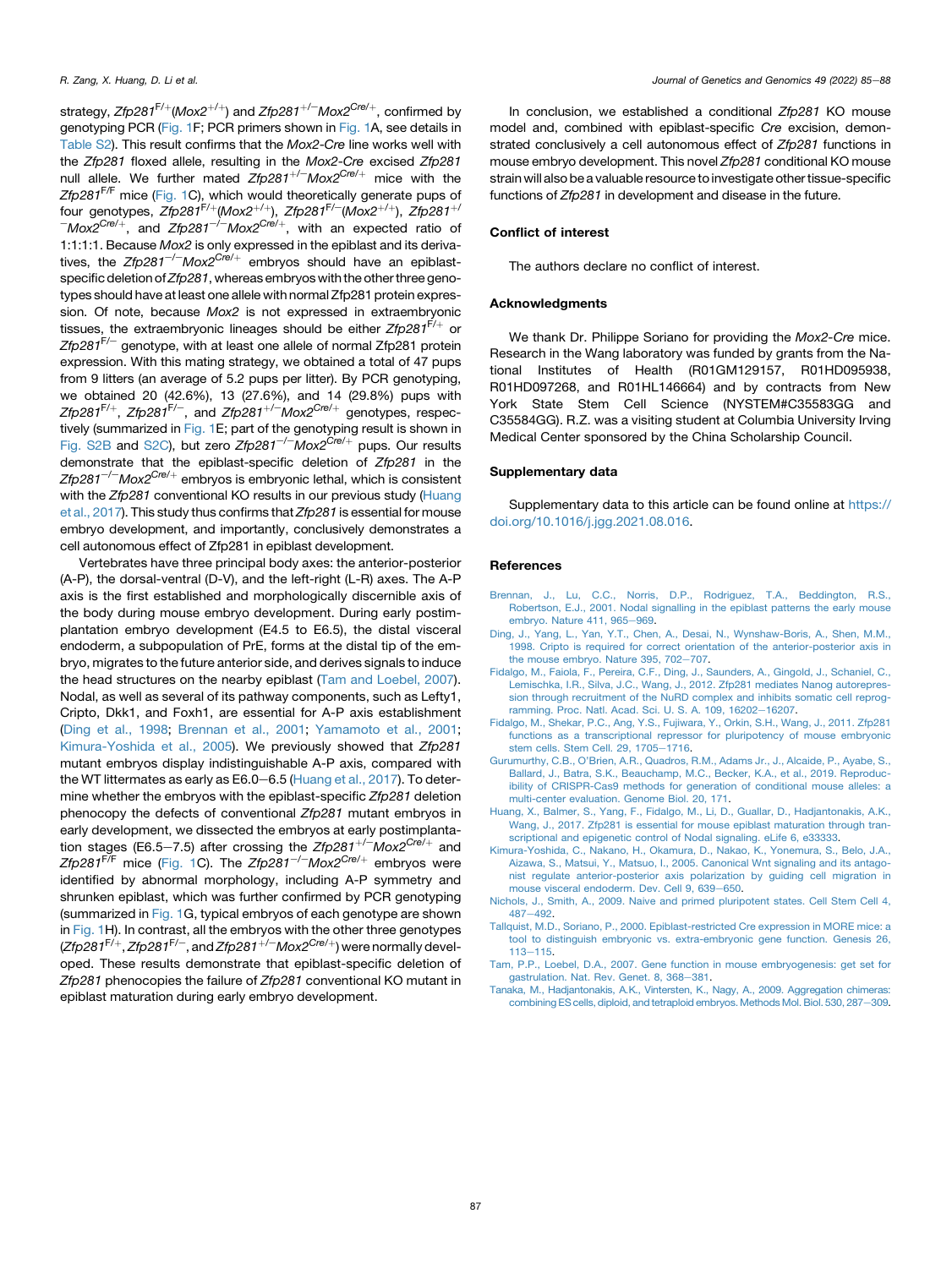strategy, *Zfp281*$^{F/+}$(*Mox2*$^{+/+}$) and *Zfp281*$^{+/-}$*Mox2*$^{Cre/+}$, confirmed by genotyping PCR (Fig. 1F; PCR primers shown in Fig. 1A, see details in Table S2). This result confirms that the *Mox2-Cre* line works well with the *Zfp281* floxed allele, resulting in the *Mox2-Cre* excised *Zfp281* null allele. We further mated *Zfp281*$^{+/-}$*Mox2*$^{Cre/+}$ mice with the *Zfp281*$^{F/F}$ mice (Fig. 1C), which would theoretically generate pups of four genotypes, *Zfp281*$^{F/+}$(*Mox2*$^{+/+}$), *Zfp281*$^{F/-}$(*Mox2*$^{+/+}$), *Zfp281*$^{+/-}$*Mox2*$^{Cre/+}$, and *Zfp281*$^{-/-}$*Mox2*$^{Cre/+}$, with an expected ratio of 1:1:1:1. Because *Mox2* is only expressed in the epiblast and its derivatives, the *Zfp281*$^{-/-}$*Mox2*$^{Cre/+}$ embryos should have an epiblast-specific deletion of *Zfp281*, whereas embryos with the other three genotypes should have at least one allele with normal Zfp281 protein expression. Of note, because *Mox2* is not expressed in extraembryonic tissues, the extraembryonic lineages should be either *Zfp281*$^{F/+}$ or *Zfp281*$^{F/-}$ genotype, with at least one allele of normal Zfp281 protein expression. With this mating strategy, we obtained a total of 47 pups from 9 litters (an average of 5.2 pups per litter). By PCR genotyping, we obtained 20 (42.6%), 13 (27.6%), and 14 (29.8%) pups with *Zfp281*$^{F/+}$, *Zfp281*$^{F/-}$, and *Zfp281*$^{+/-}$*Mox2*$^{Cre/+}$ genotypes, respectively (summarized in Fig. 1E; part of the genotyping result is shown in Fig. S2B and S2C), but zero *Zfp281*$^{-/-}$*Mox2*$^{Cre/+}$ pups. Our results demonstrate that the epiblast-specific deletion of *Zfp281* in the *Zfp281*$^{-/-}$*Mox2*$^{Cre/+}$ embryos is embryonic lethal, which is consistent with the *Zfp281* conventional KO results in our previous study (Huang et al., 2017). This study thus confirms that *Zfp281* is essential for mouse embryo development, and importantly, conclusively demonstrates a cell autonomous effect of Zfp281 in epiblast development.

Vertebrates have three principal body axes: the anterior-posterior (A-P), the dorsal-ventral (D-V), and the left-right (L-R) axes. The A-P axis is the first established and morphologically discernible axis of the body during mouse embryo development. During early postimplantation embryo development (E4.5 to E6.5), the distal visceral endoderm, a subpopulation of PrE, forms at the distal tip of the embryo, migrates to the future anterior side, and derives signals to induce the head structures on the nearby epiblast (Tam and Loebel, 2007). Nodal, as well as several of its pathway components, such as Lefty1, Cripto, Dkk1, and Foxh1, are essential for A-P axis establishment (Ding et al., 1998; Brennan et al., 2001; Yamamoto et al., 2001; Kimura-Yoshida et al., 2005). We previously showed that *Zfp281* mutant embryos display indistinguishable A-P axis, compared with the WT littermates as early as E6.0−6.5 (Huang et al., 2017). To determine whether the embryos with the epiblast-specific *Zfp281* deletion phenocopy the defects of conventional *Zfp281* mutant embryos in early development, we dissected the embryos at early postimplantation stages (E6.5−7.5) after crossing the *Zfp281*$^{+/-}$*Mox2*$^{Cre/+}$ and *Zfp281*$^{F/F}$ mice (Fig. 1C). The *Zfp281*$^{-/-}$*Mox2*$^{Cre/+}$ embryos were identified by abnormal morphology, including A-P symmetry and shrunken epiblast, which was further confirmed by PCR genotyping (summarized in Fig. 1G, typical embryos of each genotype are shown in Fig. 1H). In contrast, all the embryos with the other three genotypes (*Zfp281*$^{F/+}$, *Zfp281*$^{F/-}$, and *Zfp281*$^{+/-}$*Mox2*$^{Cre/+}$) were normally developed. These results demonstrate that epiblast-specific deletion of *Zfp281* phenocopies the failure of *Zfp281* conventional KO mutant in epiblast maturation during early embryo development.

In conclusion, we established a conditional *Zfp281* KO mouse model and, combined with epiblast-specific *Cre* excision, demonstrated conclusively a cell autonomous effect of *Zfp281* functions in mouse embryo development. This novel *Zfp281* conditional KO mouse strain will also be a valuable resource to investigate other tissue-specific functions of *Zfp281* in development and disease in the future.

## Conflict of interest

The authors declare no conflict of interest.

## Acknowledgments

We thank Dr. Philippe Soriano for providing the *Mox2-Cre* mice. Research in the Wang laboratory was funded by grants from the National Institutes of Health (R01GM129157, R01HD095938, R01HD097268, and R01HL146664) and by contracts from New York State Stem Cell Science (NYSTEM#C35583GG and C35584GG). R.Z. was a visiting student at Columbia University Irving Medical Center sponsored by the China Scholarship Council.

## Supplementary data

Supplementary data to this article can be found online at https://doi.org/10.1016/j.jgg.2021.08.016.

## References

Brennan, J., Lu, C.C., Norris, D.P., Rodriguez, T.A., Beddington, R.S., Robertson, E.J., 2001. Nodal signalling in the epiblast patterns the early mouse embryo. Nature 411, 965−969.

Ding, J., Yang, L., Yan, Y.T., Chen, A., Desai, N., Wynshaw-Boris, A., Shen, M.M., 1998. Cripto is required for correct orientation of the anterior-posterior axis in the mouse embryo. Nature 395, 702−707.

Fidalgo, M., Faiola, F., Pereira, C.F., Ding, J., Saunders, A., Gingold, J., Schaniel, C., Lemischka, I.R., Silva, J.C., Wang, J., 2012. Zfp281 mediates Nanog autorepression through recruitment of the NuRD complex and inhibits somatic cell reprogramming. Proc. Natl. Acad. Sci. U. S. A. 109, 16202−16207.

Fidalgo, M., Shekar, P.C., Ang, Y.S., Fujiwara, Y., Orkin, S.H., Wang, J., 2011. Zfp281 functions as a transcriptional repressor for pluripotency of mouse embryonic stem cells. Stem Cell. 29, 1705−1716.

Gurumurthy, C.B., O'Brien, A.R., Quadros, R.M., Adams Jr., J., Alcaide, P., Ayabe, S., Ballard, J., Batra, S.K., Beauchamp, M.C., Becker, K.A., et al., 2019. Reproducibility of CRISPR-Cas9 methods for generation of conditional mouse alleles: a multi-center evaluation. Genome Biol. 20, 171.

Huang, X., Balmer, S., Yang, F., Fidalgo, M., Li, D., Guallar, D., Hadjantonakis, A.K., Wang, J., 2017. Zfp281 is essential for mouse epiblast maturation through transcriptional and epigenetic control of Nodal signaling. eLife 6, e33333.

Kimura-Yoshida, C., Nakano, H., Okamura, D., Nakao, K., Yonemura, S., Belo, J.A., Aizawa, S., Matsui, Y., Matsuo, I., 2005. Canonical Wnt signaling and its antagonist regulate anterior-posterior axis polarization by guiding cell migration in mouse visceral endoderm. Dev. Cell 9, 639−650.

Nichols, J., Smith, A., 2009. Naive and primed pluripotent states. Cell Stem Cell 4, 487−492.

Tallquist, M.D., Soriano, P., 2000. Epiblast-restricted Cre expression in MORE mice: a tool to distinguish embryonic vs. extra-embryonic gene function. Genesis 26, 113−115.

Tam, P.P., Loebel, D.A., 2007. Gene function in mouse embryogenesis: get set for gastrulation. Nat. Rev. Genet. 8, 368−381.

Tanaka, M., Hadjantonakis, A.K., Vintersten, K., Nagy, A., 2009. Aggregation chimeras: combining ES cells, diploid, and tetraploid embryos. Methods Mol. Biol. 530, 287−309.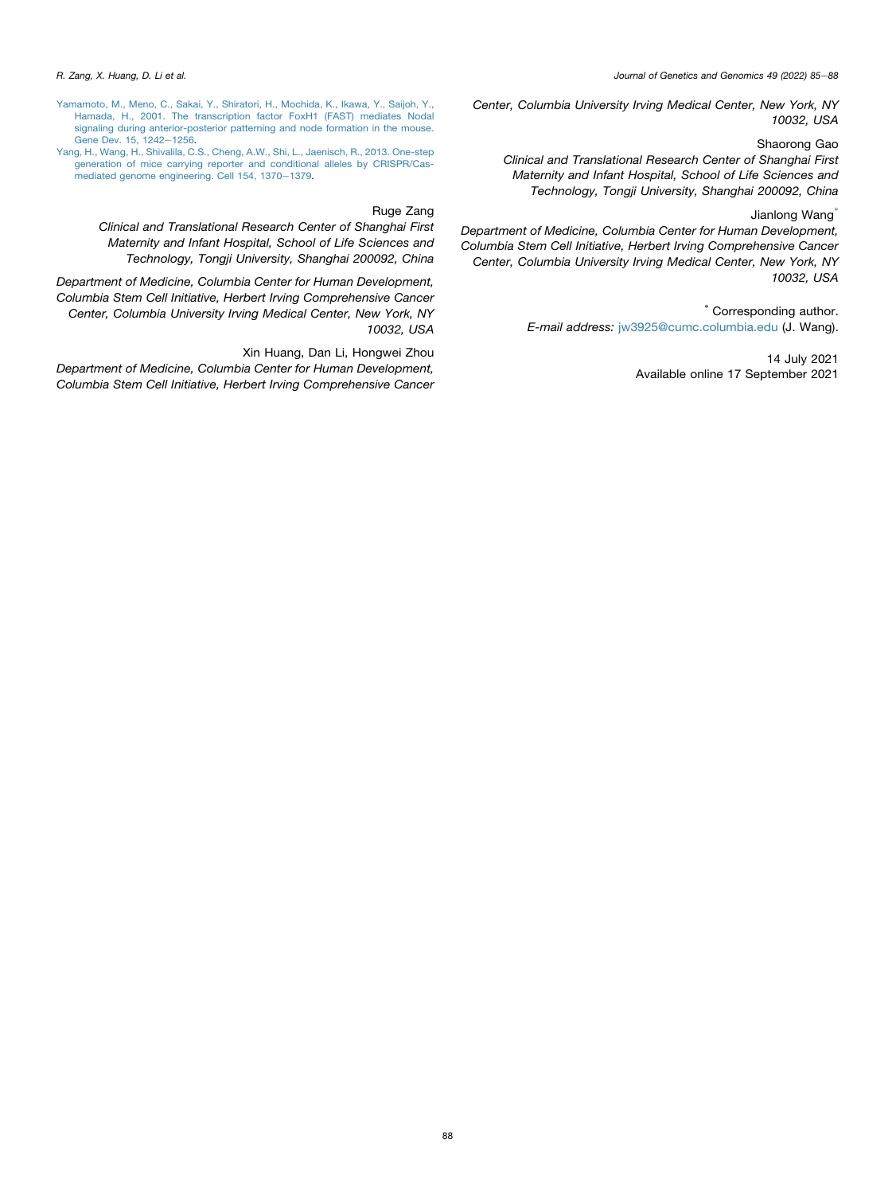Yamamoto, M., Meno, C., Sakai, Y., Shiratori, H., Mochida, K., Ikawa, Y., Saijoh, Y., Hamada, H., 2001. The transcription factor FoxH1 (FAST) mediates Nodal signaling during anterior-posterior patterning and node formation in the mouse. Gene Dev. 15, 1242–1256.

Yang, H., Wang, H., Shivalila, C.S., Cheng, A.W., Shi, L., Jaenisch, R., 2013. One-step generation of mice carrying reporter and conditional alleles by CRISPR/Cas-mediated genome engineering. Cell 154, 1370–1379.

Ruge Zang

*Clinical and Translational Research Center of Shanghai First Maternity and Infant Hospital, School of Life Sciences and Technology, Tongji University, Shanghai 200092, China*

*Department of Medicine, Columbia Center for Human Development, Columbia Stem Cell Initiative, Herbert Irving Comprehensive Cancer Center, Columbia University Irving Medical Center, New York, NY 10032, USA*

Xin Huang, Dan Li, Hongwei Zhou

*Department of Medicine, Columbia Center for Human Development, Columbia Stem Cell Initiative, Herbert Irving Comprehensive Cancer Center, Columbia University Irving Medical Center, New York, NY 10032, USA*

Shaorong Gao

*Clinical and Translational Research Center of Shanghai First Maternity and Infant Hospital, School of Life Sciences and Technology, Tongji University, Shanghai 200092, China*

Jianlong Wang*

*Department of Medicine, Columbia Center for Human Development, Columbia Stem Cell Initiative, Herbert Irving Comprehensive Cancer Center, Columbia University Irving Medical Center, New York, NY 10032, USA*

* Corresponding author.

*E-mail address:* jw3925@cumc.columbia.edu (J. Wang).

14 July 2021

Available online 17 September 2021